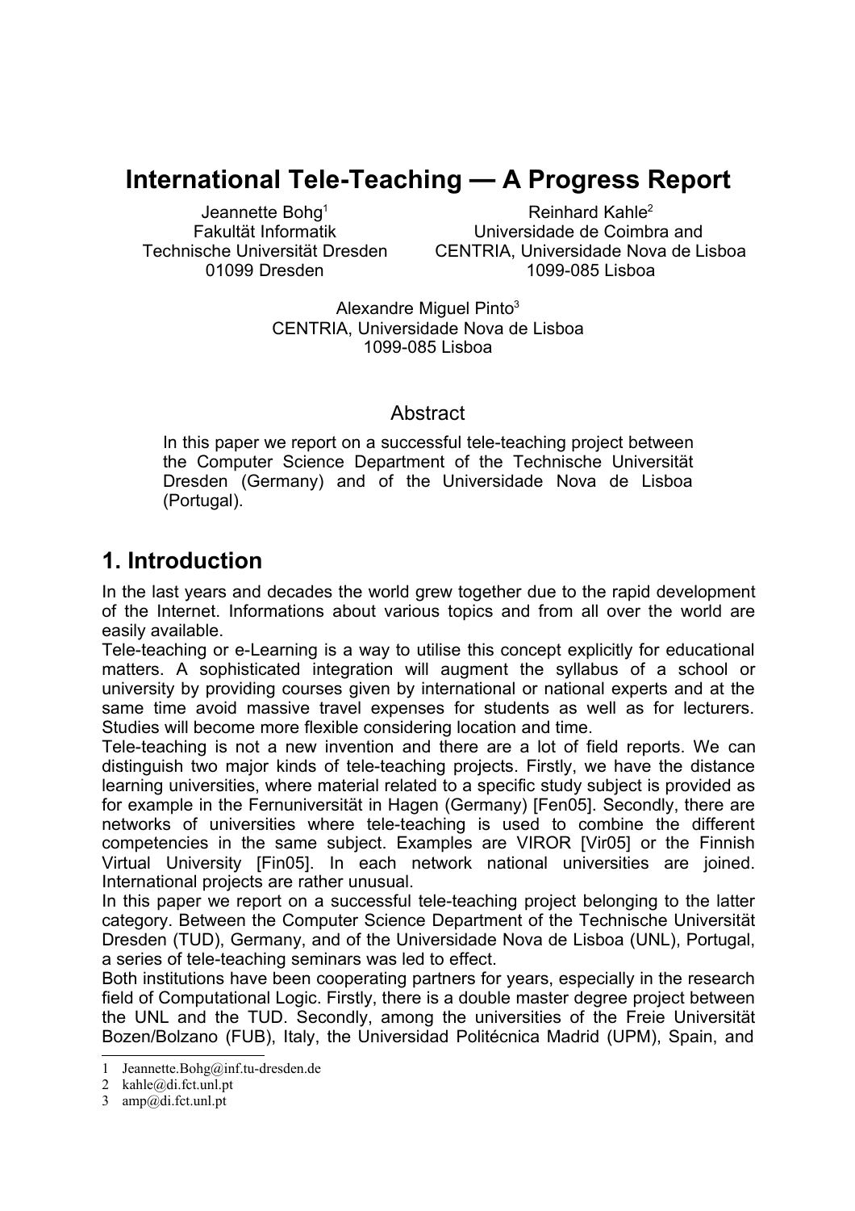# International Tele-Teaching — A Progress Report

Jeannette Bohg[1]
Fakultät Informatik
Technische Universität Dresden
01099 Dresden

Reinhard Kahle[2]
Universidade de Coimbra and
CENTRIA, Universidade Nova de Lisboa
1099-085 Lisboa

Alexandre Miguel Pinto[3]
CENTRIA, Universidade Nova de Lisboa
1099-085 Lisboa

## Abstract

In this paper we report on a successful tele-teaching project between the Computer Science Department of the Technische Universität Dresden (Germany) and of the Universidade Nova de Lisboa (Portugal).

## 1. Introduction

In the last years and decades the world grew together due to the rapid development of the Internet. Informations about various topics and from all over the world are easily available.

Tele-teaching or e-Learning is a way to utilise this concept explicitly for educational matters. A sophisticated integration will augment the syllabus of a school or university by providing courses given by international or national experts and at the same time avoid massive travel expenses for students as well as for lecturers. Studies will become more flexible considering location and time.

Tele-teaching is not a new invention and there are a lot of field reports. We can distinguish two major kinds of tele-teaching projects. Firstly, we have the distance learning universities, where material related to a specific study subject is provided as for example in the Fernuniversität in Hagen (Germany) [Fen05]. Secondly, there are networks of universities where tele-teaching is used to combine the different competencies in the same subject. Examples are VIROR [Vir05] or the Finnish Virtual University [Fin05]. In each network national universities are joined. International projects are rather unusual.

In this paper we report on a successful tele-teaching project belonging to the latter category. Between the Computer Science Department of the Technische Universität Dresden (TUD), Germany, and of the Universidade Nova de Lisboa (UNL), Portugal, a series of tele-teaching seminars was led to effect.

Both institutions have been cooperating partners for years, especially in the research field of Computational Logic. Firstly, there is a double master degree project between the UNL and the TUD. Secondly, among the universities of the Freie Universität Bozen/Bolzano (FUB), Italy, the Universidad Politécnica Madrid (UPM), Spain, and

---

1 Jeannette.Bohg@inf.tu-dresden.de
2 kahle@di.fct.unl.pt
3 amp@di.fct.unl.pt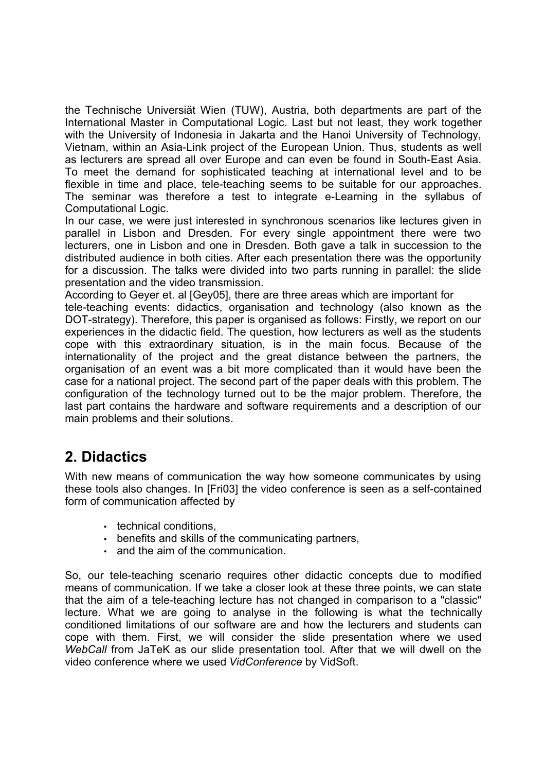the Technische Universiät Wien (TUW), Austria, both departments are part of the International Master in Computational Logic. Last but not least, they work together with the University of Indonesia in Jakarta and the Hanoi University of Technology, Vietnam, within an Asia-Link project of the European Union. Thus, students as well as lecturers are spread all over Europe and can even be found in South-East Asia. To meet the demand for sophisticated teaching at international level and to be flexible in time and place, tele-teaching seems to be suitable for our approaches. The seminar was therefore a test to integrate e-Learning in the syllabus of Computational Logic.

In our case, we were just interested in synchronous scenarios like lectures given in parallel in Lisbon and Dresden. For every single appointment there were two lecturers, one in Lisbon and one in Dresden. Both gave a talk in succession to the distributed audience in both cities. After each presentation there was the opportunity for a discussion. The talks were divided into two parts running in parallel: the slide presentation and the video transmission.

According to Geyer et. al [Gey05], there are three areas which are important for tele-teaching events: didactics, organisation and technology (also known as the DOT-strategy). Therefore, this paper is organised as follows: Firstly, we report on our experiences in the didactic field. The question, how lecturers as well as the students cope with this extraordinary situation, is in the main focus. Because of the internationality of the project and the great distance between the partners, the organisation of an event was a bit more complicated than it would have been the case for a national project. The second part of the paper deals with this problem. The configuration of the technology turned out to be the major problem. Therefore, the last part contains the hardware and software requirements and a description of our main problems and their solutions.

## 2. Didactics

With new means of communication the way how someone communicates by using these tools also changes. In [Fri03] the video conference is seen as a self-contained form of communication affected by

- technical conditions,
- benefits and skills of the communicating partners,
- and the aim of the communication.

So, our tele-teaching scenario requires other didactic concepts due to modified means of communication. If we take a closer look at these three points, we can state that the aim of a tele-teaching lecture has not changed in comparison to a "classic" lecture. What we are going to analyse in the following is what the technically conditioned limitations of our software are and how the lecturers and students can cope with them. First, we will consider the slide presentation where we used *WebCall* from JaTeK as our slide presentation tool. After that we will dwell on the video conference where we used *VidConference* by VidSoft.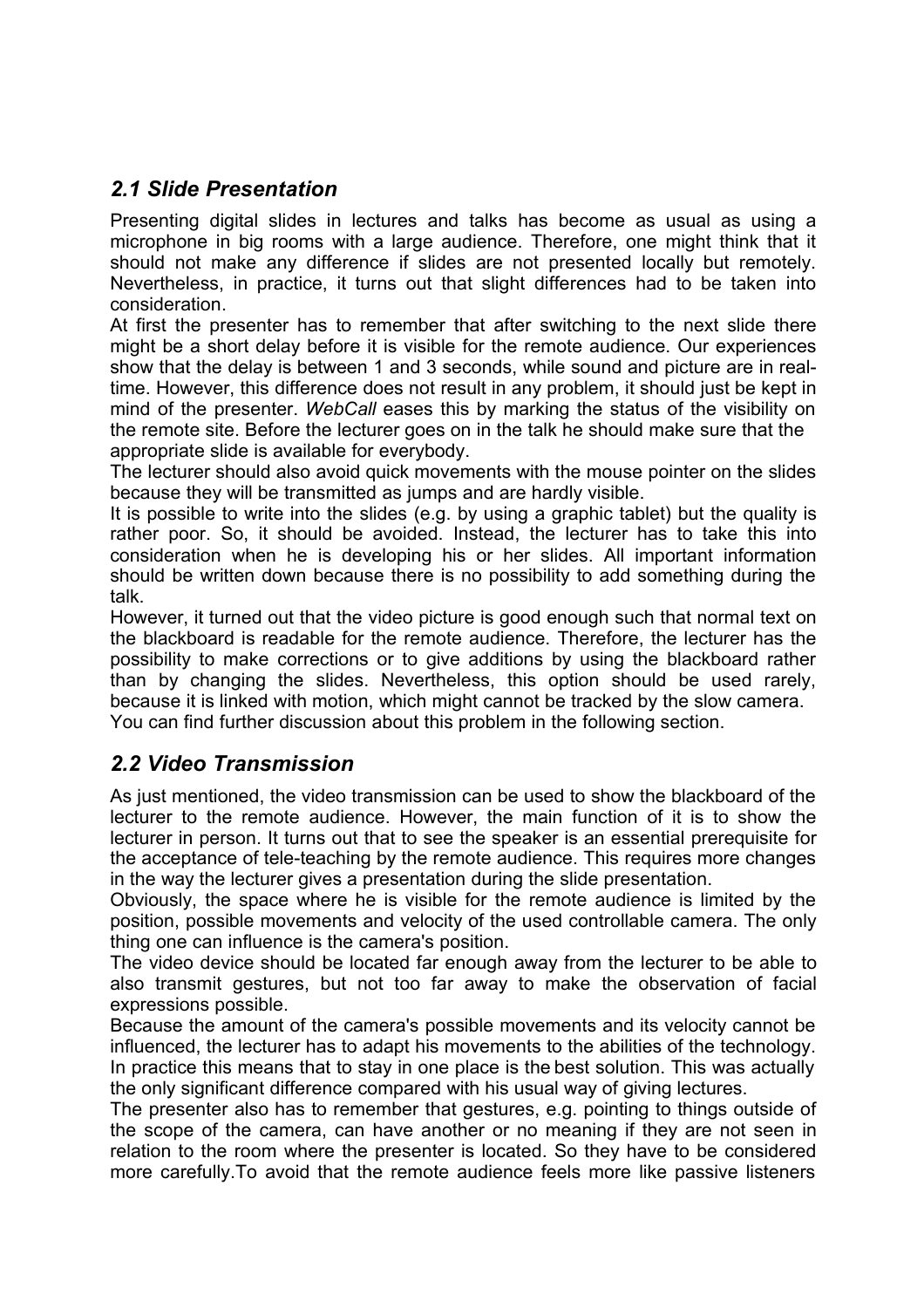## *2.1 Slide Presentation*

Presenting digital slides in lectures and talks has become as usual as using a microphone in big rooms with a large audience. Therefore, one might think that it should not make any difference if slides are not presented locally but remotely. Nevertheless, in practice, it turns out that slight differences had to be taken into consideration.

At first the presenter has to remember that after switching to the next slide there might be a short delay before it is visible for the remote audience. Our experiences show that the delay is between 1 and 3 seconds, while sound and picture are in real-time. However, this difference does not result in any problem, it should just be kept in mind of the presenter. *WebCall* eases this by marking the status of the visibility on the remote site. Before the lecturer goes on in the talk he should make sure that the appropriate slide is available for everybody.

The lecturer should also avoid quick movements with the mouse pointer on the slides because they will be transmitted as jumps and are hardly visible.

It is possible to write into the slides (e.g. by using a graphic tablet) but the quality is rather poor. So, it should be avoided. Instead, the lecturer has to take this into consideration when he is developing his or her slides. All important information should be written down because there is no possibility to add something during the talk.

However, it turned out that the video picture is good enough such that normal text on the blackboard is readable for the remote audience. Therefore, the lecturer has the possibility to make corrections or to give additions by using the blackboard rather than by changing the slides. Nevertheless, this option should be used rarely, because it is linked with motion, which might cannot be tracked by the slow camera.

You can find further discussion about this problem in the following section.

## *2.2 Video Transmission*

As just mentioned, the video transmission can be used to show the blackboard of the lecturer to the remote audience. However, the main function of it is to show the lecturer in person. It turns out that to see the speaker is an essential prerequisite for the acceptance of tele-teaching by the remote audience. This requires more changes in the way the lecturer gives a presentation during the slide presentation.

Obviously, the space where he is visible for the remote audience is limited by the position, possible movements and velocity of the used controllable camera. The only thing one can influence is the camera's position.

The video device should be located far enough away from the lecturer to be able to also transmit gestures, but not too far away to make the observation of facial expressions possible.

Because the amount of the camera's possible movements and its velocity cannot be influenced, the lecturer has to adapt his movements to the abilities of the technology. In practice this means that to stay in one place is the best solution. This was actually the only significant difference compared with his usual way of giving lectures.

The presenter also has to remember that gestures, e.g. pointing to things outside of the scope of the camera, can have another or no meaning if they are not seen in relation to the room where the presenter is located. So they have to be considered more carefully.To avoid that the remote audience feels more like passive listeners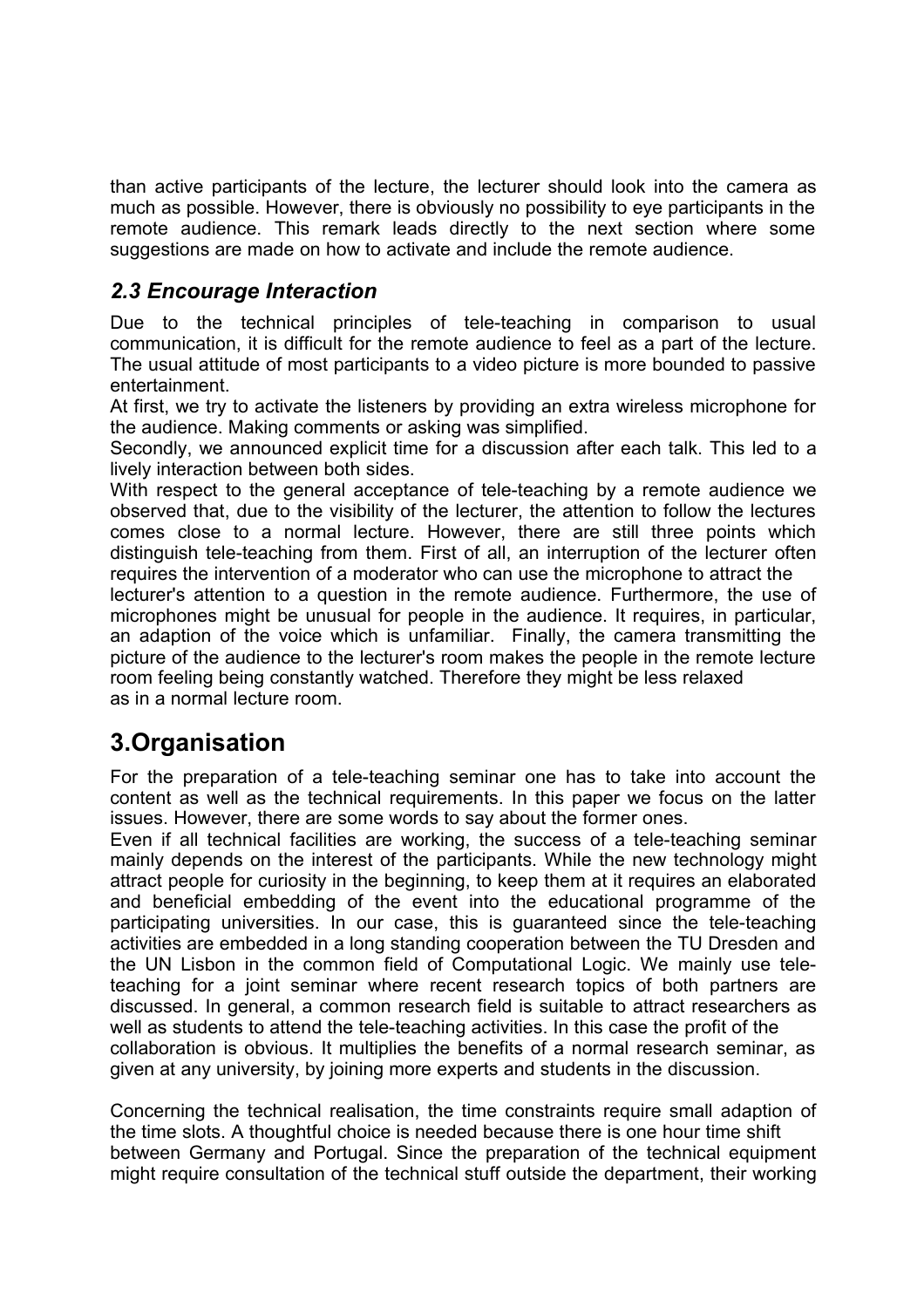than active participants of the lecture, the lecturer should look into the camera as much as possible. However, there is obviously no possibility to eye participants in the remote audience. This remark leads directly to the next section where some suggestions are made on how to activate and include the remote audience.

### *2.3 Encourage Interaction*

Due to the technical principles of tele-teaching in comparison to usual communication, it is difficult for the remote audience to feel as a part of the lecture. The usual attitude of most participants to a video picture is more bounded to passive entertainment.

At first, we try to activate the listeners by providing an extra wireless microphone for the audience. Making comments or asking was simplified.

Secondly, we announced explicit time for a discussion after each talk. This led to a lively interaction between both sides.

With respect to the general acceptance of tele-teaching by a remote audience we observed that, due to the visibility of the lecturer, the attention to follow the lectures comes close to a normal lecture. However, there are still three points which distinguish tele-teaching from them. First of all, an interruption of the lecturer often requires the intervention of a moderator who can use the microphone to attract the lecturer's attention to a question in the remote audience. Furthermore, the use of microphones might be unusual for people in the audience. It requires, in particular, an adaption of the voice which is unfamiliar. Finally, the camera transmitting the picture of the audience to the lecturer's room makes the people in the remote lecture room feeling being constantly watched. Therefore they might be less relaxed as in a normal lecture room.

## 3.Organisation

For the preparation of a tele-teaching seminar one has to take into account the content as well as the technical requirements. In this paper we focus on the latter issues. However, there are some words to say about the former ones.

Even if all technical facilities are working, the success of a tele-teaching seminar mainly depends on the interest of the participants. While the new technology might attract people for curiosity in the beginning, to keep them at it requires an elaborated and beneficial embedding of the event into the educational programme of the participating universities. In our case, this is guaranteed since the tele-teaching activities are embedded in a long standing cooperation between the TU Dresden and the UN Lisbon in the common field of Computational Logic. We mainly use tele-teaching for a joint seminar where recent research topics of both partners are discussed. In general, a common research field is suitable to attract researchers as well as students to attend the tele-teaching activities. In this case the profit of the collaboration is obvious. It multiplies the benefits of a normal research seminar, as given at any university, by joining more experts and students in the discussion.

Concerning the technical realisation, the time constraints require small adaption of the time slots. A thoughtful choice is needed because there is one hour time shift between Germany and Portugal. Since the preparation of the technical equipment might require consultation of the technical stuff outside the department, their working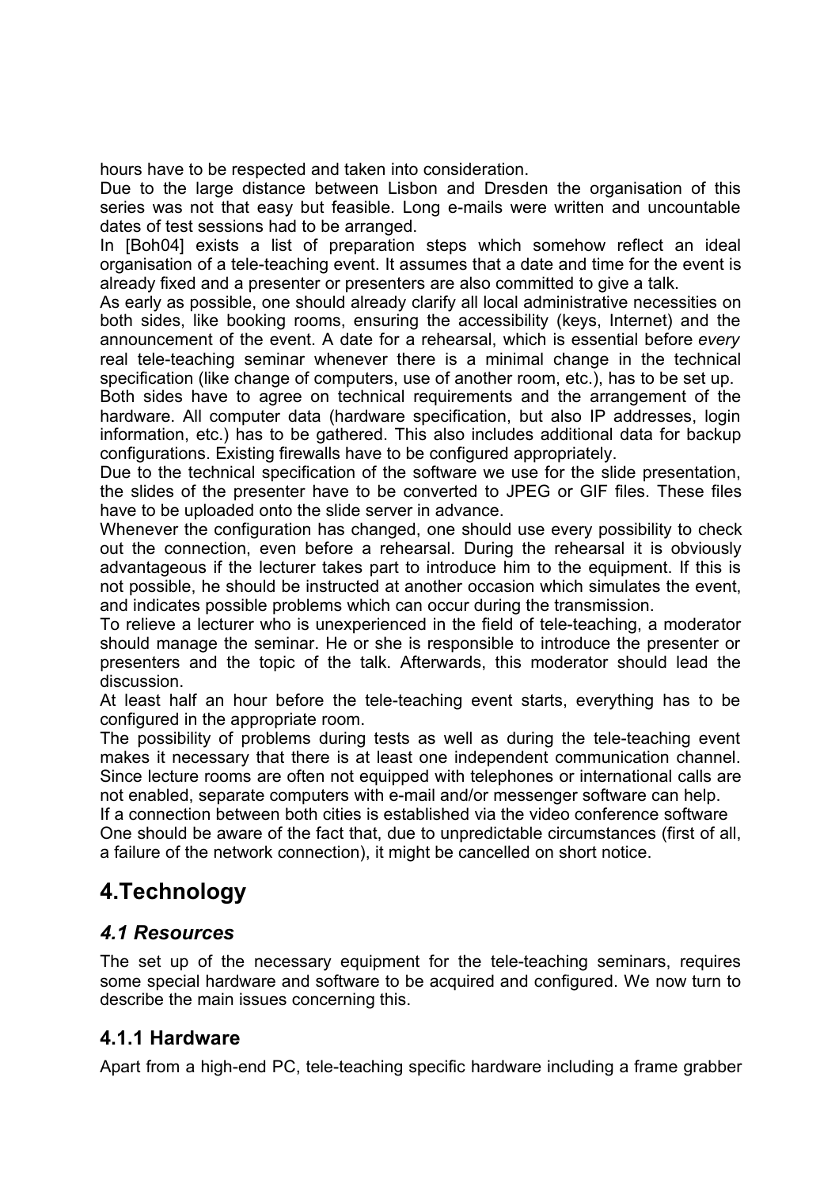hours have to be respected and taken into consideration.

Due to the large distance between Lisbon and Dresden the organisation of this series was not that easy but feasible. Long e-mails were written and uncountable dates of test sessions had to be arranged.

In [Boh04] exists a list of preparation steps which somehow reflect an ideal organisation of a tele-teaching event. It assumes that a date and time for the event is already fixed and a presenter or presenters are also committed to give a talk.

As early as possible, one should already clarify all local administrative necessities on both sides, like booking rooms, ensuring the accessibility (keys, Internet) and the announcement of the event. A date for a rehearsal, which is essential before *every* real tele-teaching seminar whenever there is a minimal change in the technical specification (like change of computers, use of another room, etc.), has to be set up.

Both sides have to agree on technical requirements and the arrangement of the hardware. All computer data (hardware specification, but also IP addresses, login information, etc.) has to be gathered. This also includes additional data for backup configurations. Existing firewalls have to be configured appropriately.

Due to the technical specification of the software we use for the slide presentation, the slides of the presenter have to be converted to JPEG or GIF files. These files have to be uploaded onto the slide server in advance.

Whenever the configuration has changed, one should use every possibility to check out the connection, even before a rehearsal. During the rehearsal it is obviously advantageous if the lecturer takes part to introduce him to the equipment. If this is not possible, he should be instructed at another occasion which simulates the event, and indicates possible problems which can occur during the transmission.

To relieve a lecturer who is unexperienced in the field of tele-teaching, a moderator should manage the seminar. He or she is responsible to introduce the presenter or presenters and the topic of the talk. Afterwards, this moderator should lead the discussion.

At least half an hour before the tele-teaching event starts, everything has to be configured in the appropriate room.

The possibility of problems during tests as well as during the tele-teaching event makes it necessary that there is at least one independent communication channel. Since lecture rooms are often not equipped with telephones or international calls are not enabled, separate computers with e-mail and/or messenger software can help.

If a connection between both cities is established via the video conference software One should be aware of the fact that, due to unpredictable circumstances (first of all, a failure of the network connection), it might be cancelled on short notice.

# 4.Technology

## *4.1 Resources*

The set up of the necessary equipment for the tele-teaching seminars, requires some special hardware and software to be acquired and configured. We now turn to describe the main issues concerning this.

### 4.1.1 Hardware

Apart from a high-end PC, tele-teaching specific hardware including a frame grabber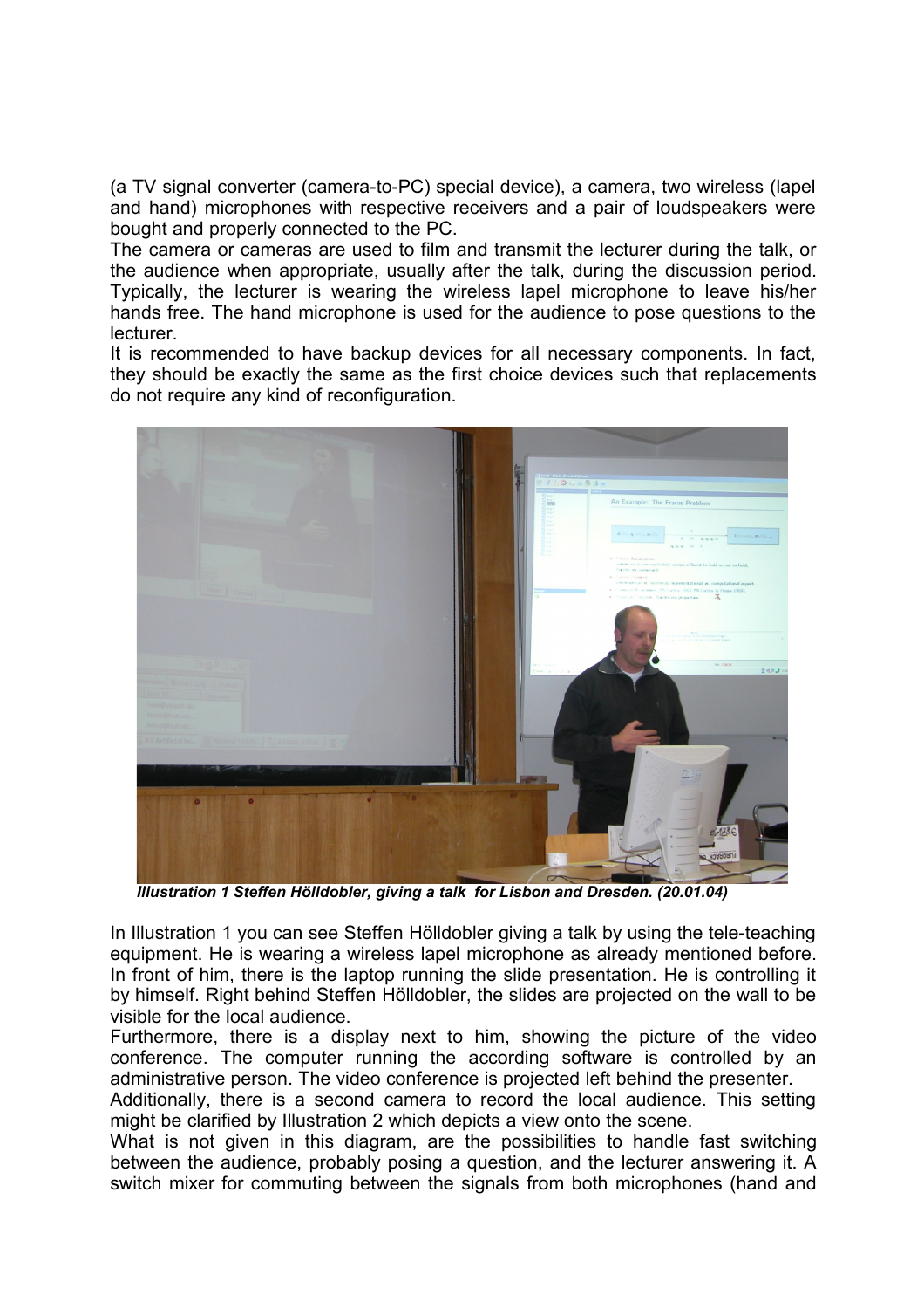(a TV signal converter (camera-to-PC) special device), a camera, two wireless (lapel and hand) microphones with respective receivers and a pair of loudspeakers were bought and properly connected to the PC.
The camera or cameras are used to film and transmit the lecturer during the talk, or the audience when appropriate, usually after the talk, during the discussion period. Typically, the lecturer is wearing the wireless lapel microphone to leave his/her hands free. The hand microphone is used for the audience to pose questions to the lecturer.
It is recommended to have backup devices for all necessary components. In fact, they should be exactly the same as the first choice devices such that replacements do not require any kind of reconfiguration.

***Illustration 1 Steffen Hölldobler, giving a talk for Lisbon and Dresden. (20.01.04)***

In Illustration 1 you can see Steffen Hölldobler giving a talk by using the tele-teaching equipment. He is wearing a wireless lapel microphone as already mentioned before. In front of him, there is the laptop running the slide presentation. He is controlling it by himself. Right behind Steffen Hölldobler, the slides are projected on the wall to be visible for the local audience.
Furthermore, there is a display next to him, showing the picture of the video conference. The computer running the according software is controlled by an administrative person. The video conference is projected left behind the presenter.
Additionally, there is a second camera to record the local audience. This setting might be clarified by Illustration 2 which depicts a view onto the scene.
What is not given in this diagram, are the possibilities to handle fast switching between the audience, probably posing a question, and the lecturer answering it. A switch mixer for commuting between the signals from both microphones (hand and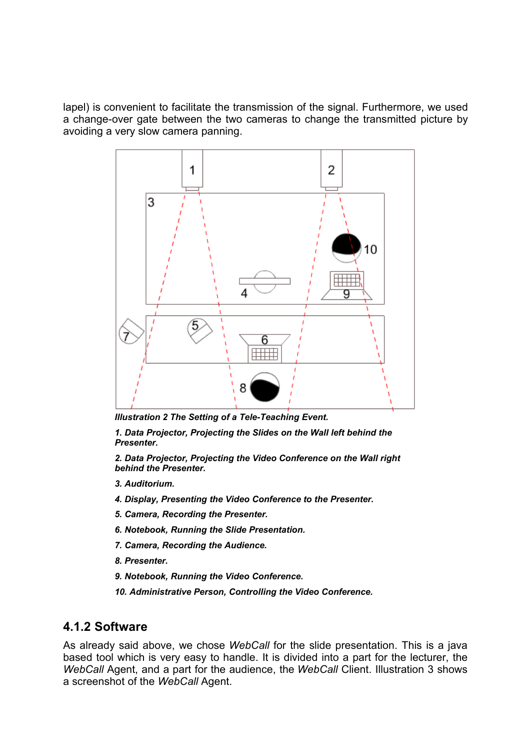lapel) is convenient to facilitate the transmission of the signal. Furthermore, we used a change-over gate between the two cameras to change the transmitted picture by avoiding a very slow camera panning.

***Illustration 2 The Setting of a Tele-Teaching Event.***

***1. Data Projector, Projecting the Slides on the Wall left behind the Presenter.***

***2. Data Projector, Projecting the Video Conference on the Wall right behind the Presenter.***

***3. Auditorium.***

***4. Display, Presenting the Video Conference to the Presenter.***

***5. Camera, Recording the Presenter.***

***6. Notebook, Running the Slide Presentation.***

***7. Camera, Recording the Audience.***

***8. Presenter.***

***9. Notebook, Running the Video Conference.***

***10. Administrative Person, Controlling the Video Conference.***

### 4.1.2 Software

As already said above, we chose *WebCall* for the slide presentation. This is a java based tool which is very easy to handle. It is divided into a part for the lecturer, the *WebCall* Agent, and a part for the audience, the *WebCall* Client. Illustration 3 shows a screenshot of the *WebCall* Agent.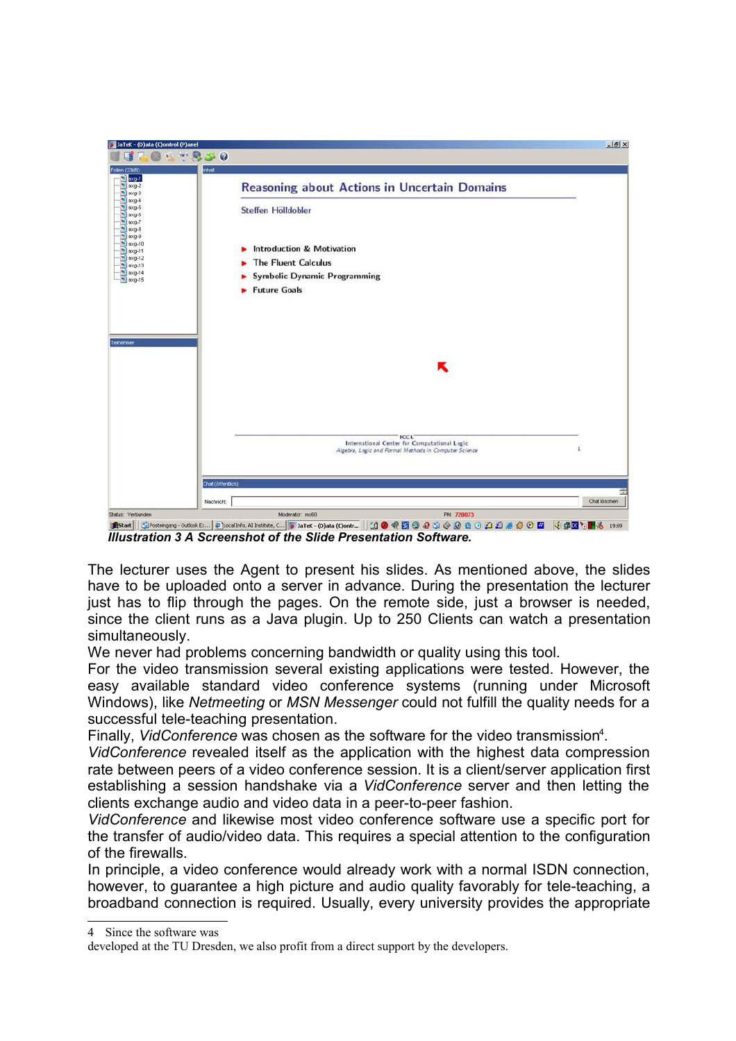***Illustration 3 A Screenshot of the Slide Presentation Software.***

The lecturer uses the Agent to present his slides. As mentioned above, the slides have to be uploaded onto a server in advance. During the presentation the lecturer just has to flip through the pages. On the remote side, just a browser is needed, since the client runs as a Java plugin. Up to 250 Clients can watch a presentation simultaneously.

We never had problems concerning bandwidth or quality using this tool.

For the video transmission several existing applications were tested. However, the easy available standard video conference systems (running under Microsoft Windows), like *Netmeeting* or *MSN Messenger* could not fulfill the quality needs for a successful tele-teaching presentation.

Finally, *VidConference* was chosen as the software for the video transmission[4].

*VidConference* revealed itself as the application with the highest data compression rate between peers of a video conference session. It is a client/server application first establishing a session handshake via a *VidConference* server and then letting the clients exchange audio and video data in a peer-to-peer fashion.

*VidConference* and likewise most video conference software use a specific port for the transfer of audio/video data. This requires a special attention to the configuration of the firewalls.

In principle, a video conference would already work with a normal ISDN connection, however, to guarantee a high picture and audio quality favorably for tele-teaching, a broadband connection is required. Usually, every university provides the appropriate

---

4 Since the software was developed at the TU Dresden, we also profit from a direct support by the developers.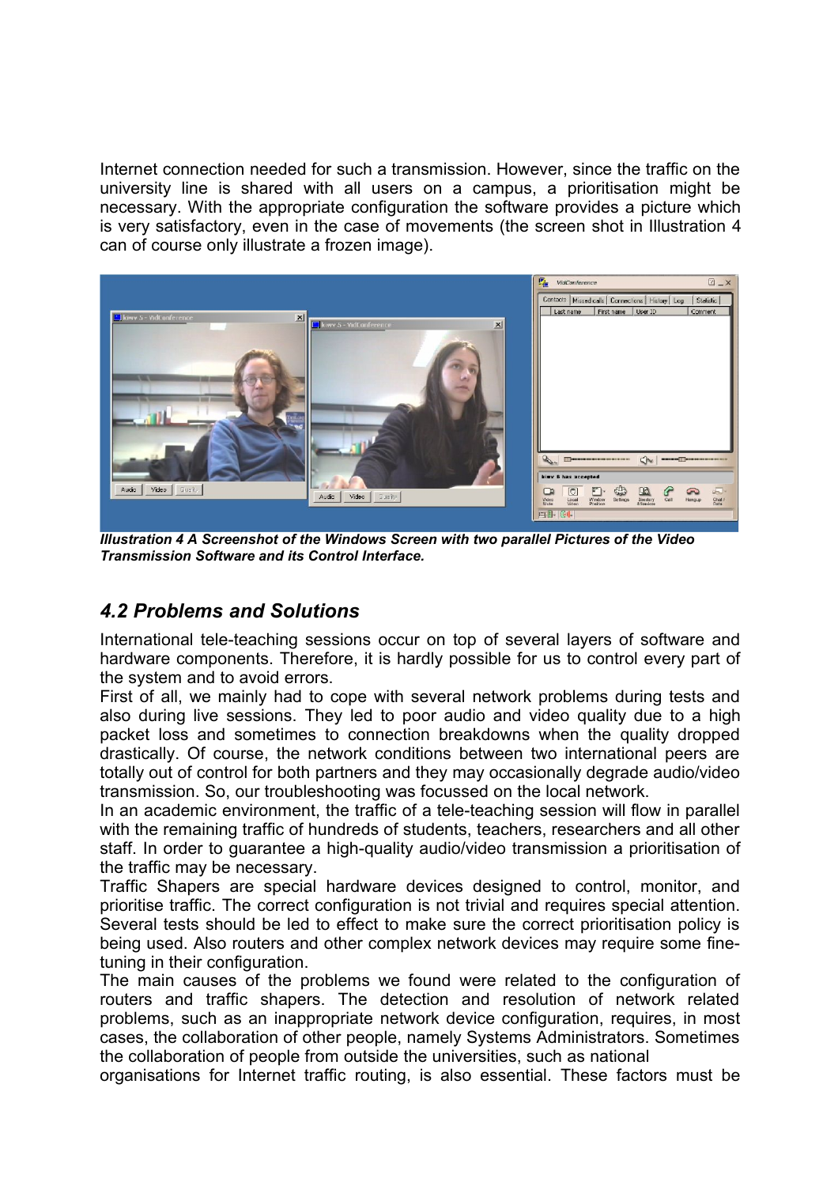Internet connection needed for such a transmission. However, since the traffic on the university line is shared with all users on a campus, a prioritisation might be necessary. With the appropriate configuration the software provides a picture which is very satisfactory, even in the case of movements (the screen shot in Illustration 4 can of course only illustrate a frozen image).

***Illustration 4 A Screenshot of the Windows Screen with two parallel Pictures of the Video Transmission Software and its Control Interface.***

## *4.2 Problems and Solutions*

International tele-teaching sessions occur on top of several layers of software and hardware components. Therefore, it is hardly possible for us to control every part of the system and to avoid errors.

First of all, we mainly had to cope with several network problems during tests and also during live sessions. They led to poor audio and video quality due to a high packet loss and sometimes to connection breakdowns when the quality dropped drastically. Of course, the network conditions between two international peers are totally out of control for both partners and they may occasionally degrade audio/video transmission. So, our troubleshooting was focussed on the local network.

In an academic environment, the traffic of a tele-teaching session will flow in parallel with the remaining traffic of hundreds of students, teachers, researchers and all other staff. In order to guarantee a high-quality audio/video transmission a prioritisation of the traffic may be necessary.

Traffic Shapers are special hardware devices designed to control, monitor, and prioritise traffic. The correct configuration is not trivial and requires special attention. Several tests should be led to effect to make sure the correct prioritisation policy is being used. Also routers and other complex network devices may require some fine-tuning in their configuration.

The main causes of the problems we found were related to the configuration of routers and traffic shapers. The detection and resolution of network related problems, such as an inappropriate network device configuration, requires, in most cases, the collaboration of other people, namely Systems Administrators. Sometimes the collaboration of people from outside the universities, such as national organisations for Internet traffic routing, is also essential. These factors must be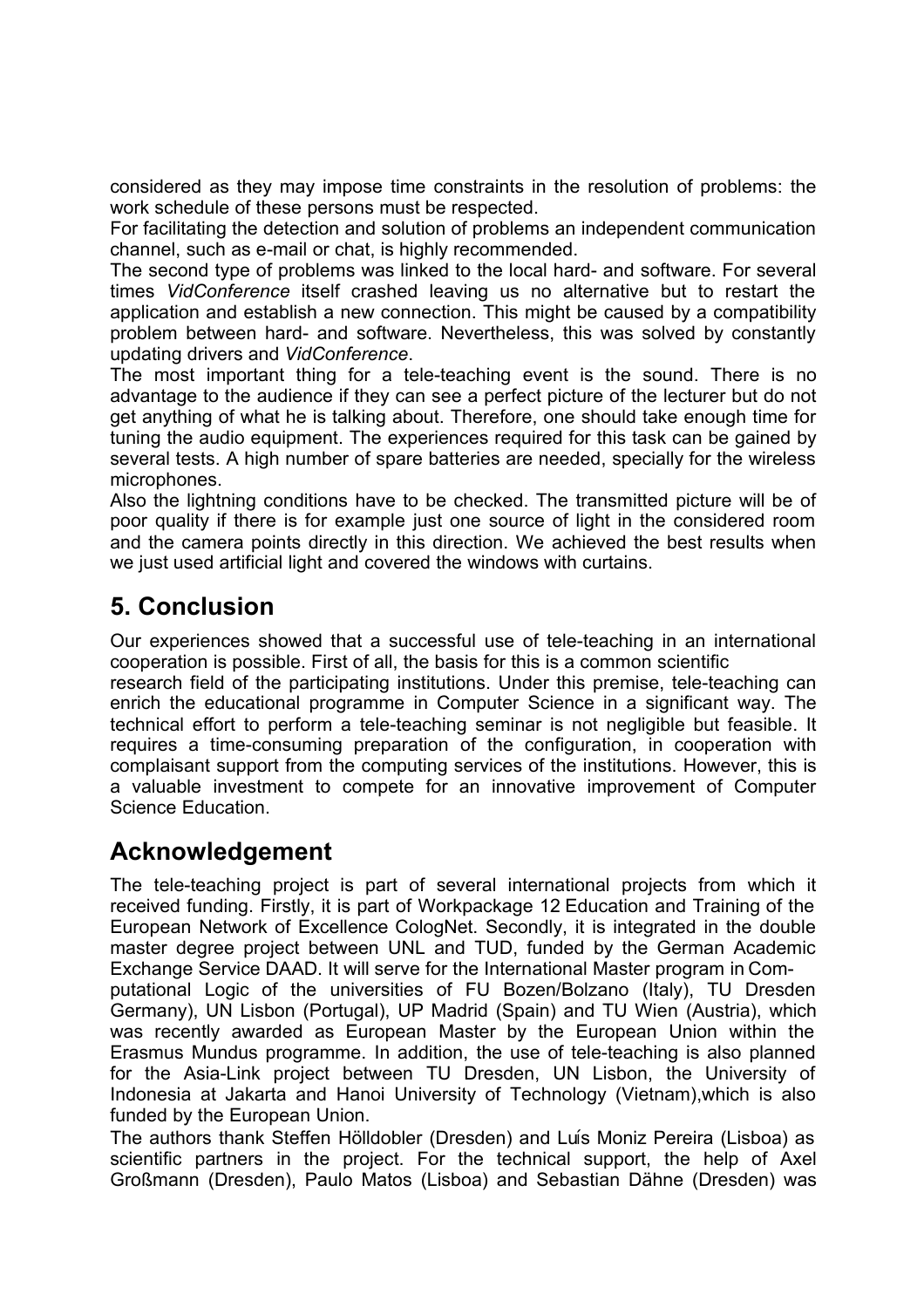considered as they may impose time constraints in the resolution of problems: the work schedule of these persons must be respected.

For facilitating the detection and solution of problems an independent communication channel, such as e-mail or chat, is highly recommended.

The second type of problems was linked to the local hard- and software. For several times *VidConference* itself crashed leaving us no alternative but to restart the application and establish a new connection. This might be caused by a compatibility problem between hard- and software. Nevertheless, this was solved by constantly updating drivers and *VidConference*.

The most important thing for a tele-teaching event is the sound. There is no advantage to the audience if they can see a perfect picture of the lecturer but do not get anything of what he is talking about. Therefore, one should take enough time for tuning the audio equipment. The experiences required for this task can be gained by several tests. A high number of spare batteries are needed, specially for the wireless microphones.

Also the lightning conditions have to be checked. The transmitted picture will be of poor quality if there is for example just one source of light in the considered room and the camera points directly in this direction. We achieved the best results when we just used artificial light and covered the windows with curtains.

## 5. Conclusion

Our experiences showed that a successful use of tele-teaching in an international cooperation is possible. First of all, the basis for this is a common scientific research field of the participating institutions. Under this premise, tele-teaching can enrich the educational programme in Computer Science in a significant way. The technical effort to perform a tele-teaching seminar is not negligible but feasible. It requires a time-consuming preparation of the configuration, in cooperation with complaisant support from the computing services of the institutions. However, this is a valuable investment to compete for an innovative improvement of Computer Science Education.

## Acknowledgement

The tele-teaching project is part of several international projects from which it received funding. Firstly, it is part of Workpackage 12 Education and Training of the European Network of Excellence CologNet. Secondly, it is integrated in the double master degree project between UNL and TUD, funded by the German Academic Exchange Service DAAD. It will serve for the International Master program in Computational Logic of the universities of FU Bozen/Bolzano (Italy), TU Dresden Germany), UN Lisbon (Portugal), UP Madrid (Spain) and TU Wien (Austria), which was recently awarded as European Master by the European Union within the Erasmus Mundus programme. In addition, the use of tele-teaching is also planned for the Asia-Link project between TU Dresden, UN Lisbon, the University of Indonesia at Jakarta and Hanoi University of Technology (Vietnam),which is also funded by the European Union.

The authors thank Steffen Hölldobler (Dresden) and Luís Moniz Pereira (Lisboa) as scientific partners in the project. For the technical support, the help of Axel Großmann (Dresden), Paulo Matos (Lisboa) and Sebastian Dähne (Dresden) was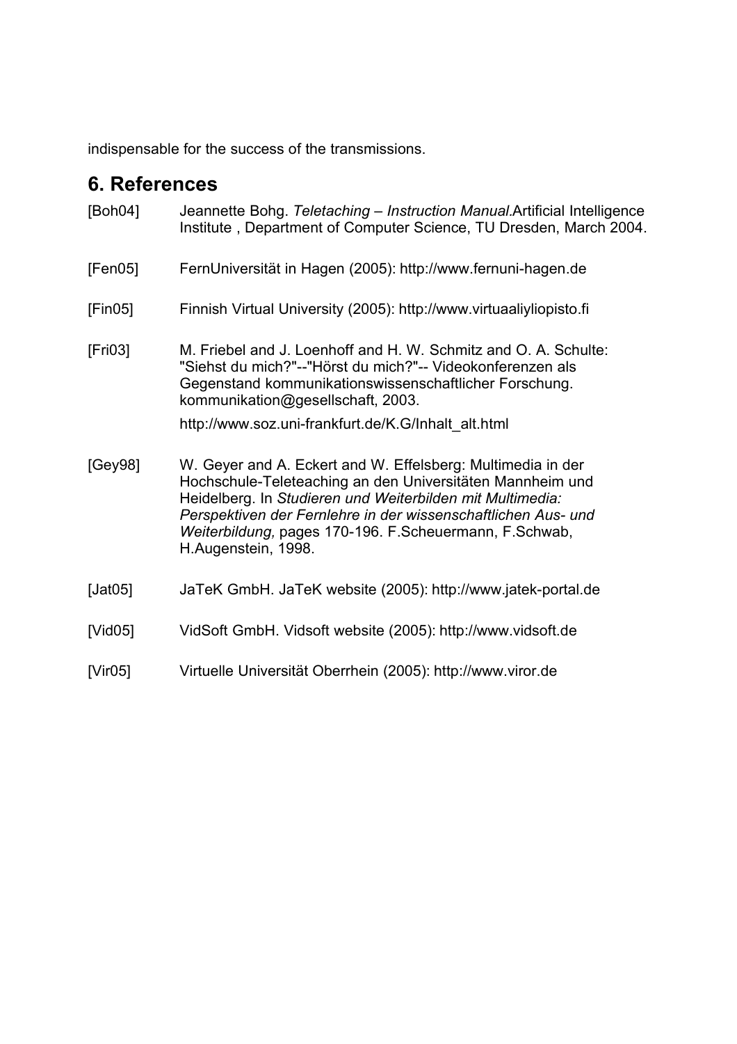indispensable for the success of the transmissions.

## 6. References

[Boh04] Jeannette Bohg. *Teletaching – Instruction Manual.* Artificial Intelligence Institute , Department of Computer Science, TU Dresden, March 2004.

[Fen05] FernUniversität in Hagen (2005): http://www.fernuni-hagen.de

[Fin05] Finnish Virtual University (2005): http://www.virtuaaliyliopisto.fi

[Fri03] M. Friebel and J. Loenhoff and H. W. Schmitz and O. A. Schulte: "Siehst du mich?"--"Hörst du mich?"-- Videokonferenzen als Gegenstand kommunikationswissenschaftlicher Forschung. kommunikation@gesellschaft, 2003.

http://www.soz.uni-frankfurt.de/K.G/Inhalt_alt.html

[Gey98] W. Geyer and A. Eckert and W. Effelsberg: Multimedia in der Hochschule-Teleteaching an den Universitäten Mannheim und Heidelberg. In *Studieren und Weiterbilden mit Multimedia: Perspektiven der Fernlehre in der wissenschaftlichen Aus- und Weiterbildung,* pages 170-196. F.Scheuermann, F.Schwab, H.Augenstein, 1998.

[Jat05] JaTeK GmbH. JaTeK website (2005): http://www.jatek-portal.de

[Vid05] VidSoft GmbH. Vidsoft website (2005): http://www.vidsoft.de

[Vir05] Virtuelle Universität Oberrhein (2005): http://www.viror.de